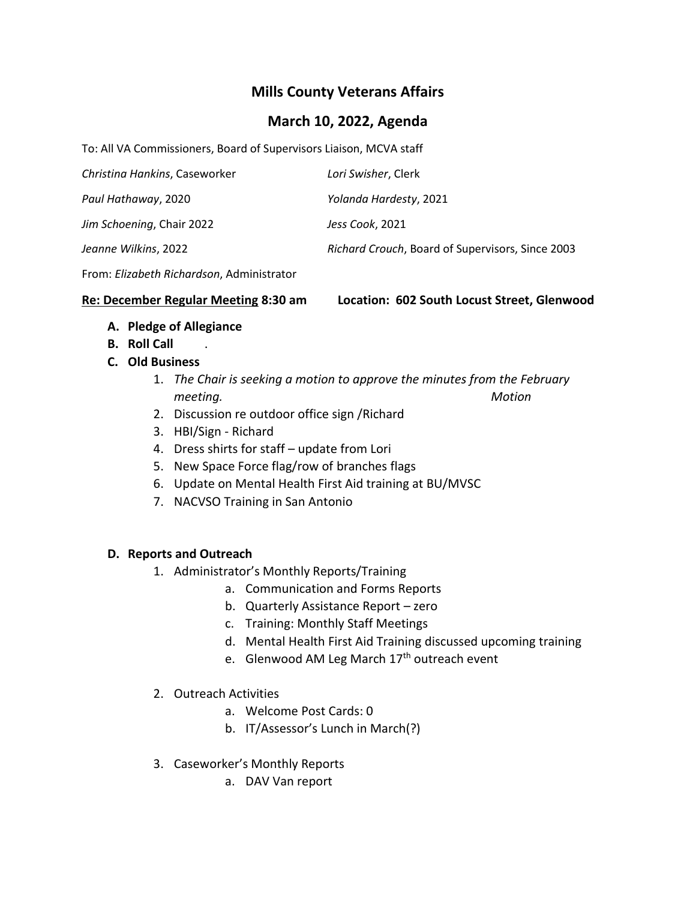# Mills County Veterans Affairs

## March 10, 2022, Agenda

To: All VA Commissioners, Board of Supervisors Liaison, MCVA staff

*Christina Hankins*, Caseworker

*Lori Swisher*, Clerk

*Paul Hathaway*, 2020

*Yolanda Hardesty*, 2021

*Jim Schoening*, Chair 2022

*Jess Cook*, 2021

*Jeanne Wilkins*, 2022

*Richard Crouch*, Board of Supervisors, Since 2003

From: *Elizabeth Richardson*, Administrator

**<u>Re: December Regular Meeting</u> 8:30 am Location: 602 South Locust Street, Glenwood**

- **A. Pledge of Allegiance**
- **B. Roll Call** .
- **C. Old Business**
    1. *The Chair is seeking a motion to approve the minutes from the February meeting. Motion*
    2. Discussion re outdoor office sign /Richard
    3. HBI/Sign - Richard
    4. Dress shirts for staff – update from Lori
    5. New Space Force flag/row of branches flags
    6. Update on Mental Health First Aid training at BU/MVSC
    7. NACVSO Training in San Antonio

- **D. Reports and Outreach**
    1. Administrator's Monthly Reports/Training
        - a. Communication and Forms Reports
        - b. Quarterly Assistance Report – zero
        - c. Training: Monthly Staff Meetings
        - d. Mental Health First Aid Training discussed upcoming training
        - e. Glenwood AM Leg March 17th outreach event
    2. Outreach Activities
        - a. Welcome Post Cards: 0
        - b. IT/Assessor's Lunch in March(?)
    3. Caseworker's Monthly Reports
        - a. DAV Van report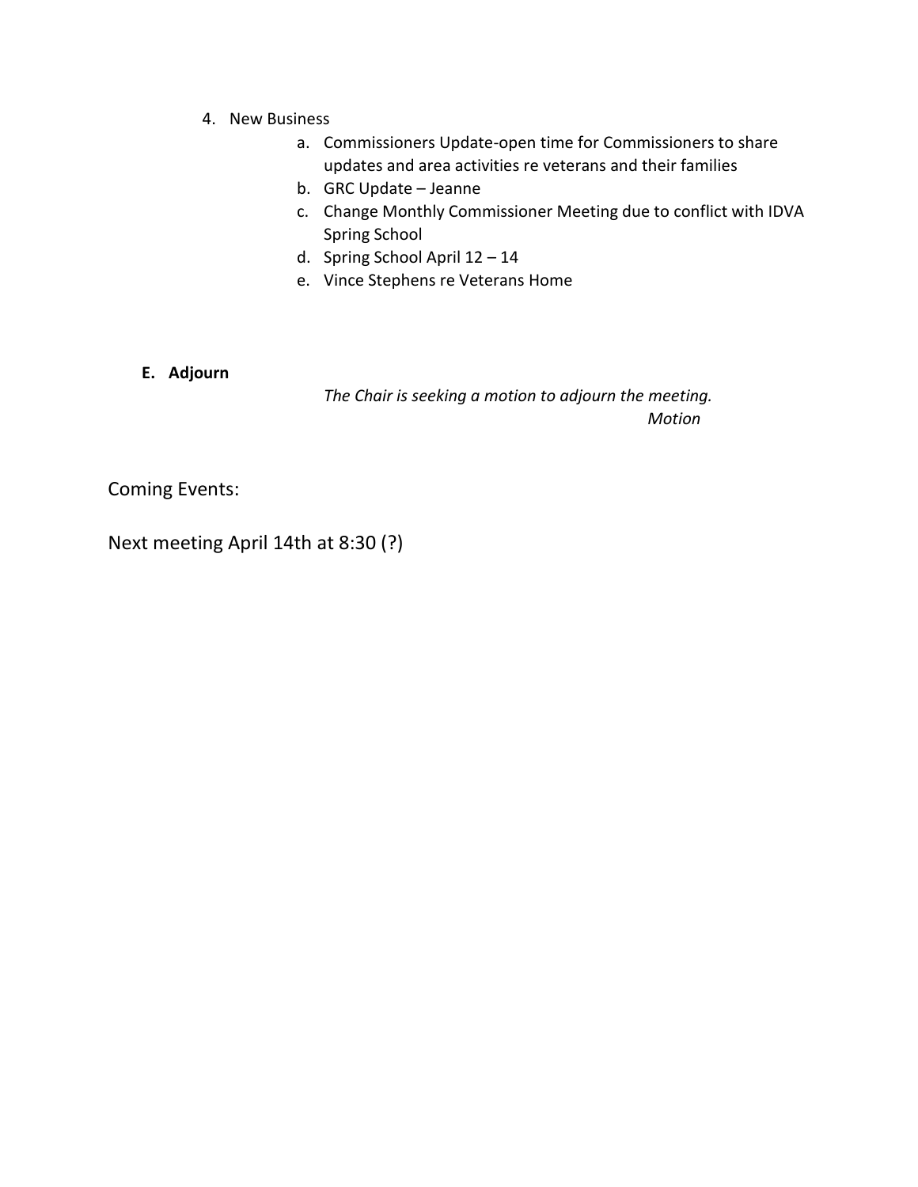4. New Business
    a. Commissioners Update-open time for Commissioners to share updates and area activities re veterans and their families
    b. GRC Update – Jeanne
    c. Change Monthly Commissioner Meeting due to conflict with IDVA Spring School
    d. Spring School April 12 – 14
    e. Vince Stephens re Veterans Home

**E. Adjourn**

*The Chair is seeking a motion to adjourn the meeting.*

*Motion*

Coming Events:

Next meeting April 14th at 8:30 (?)